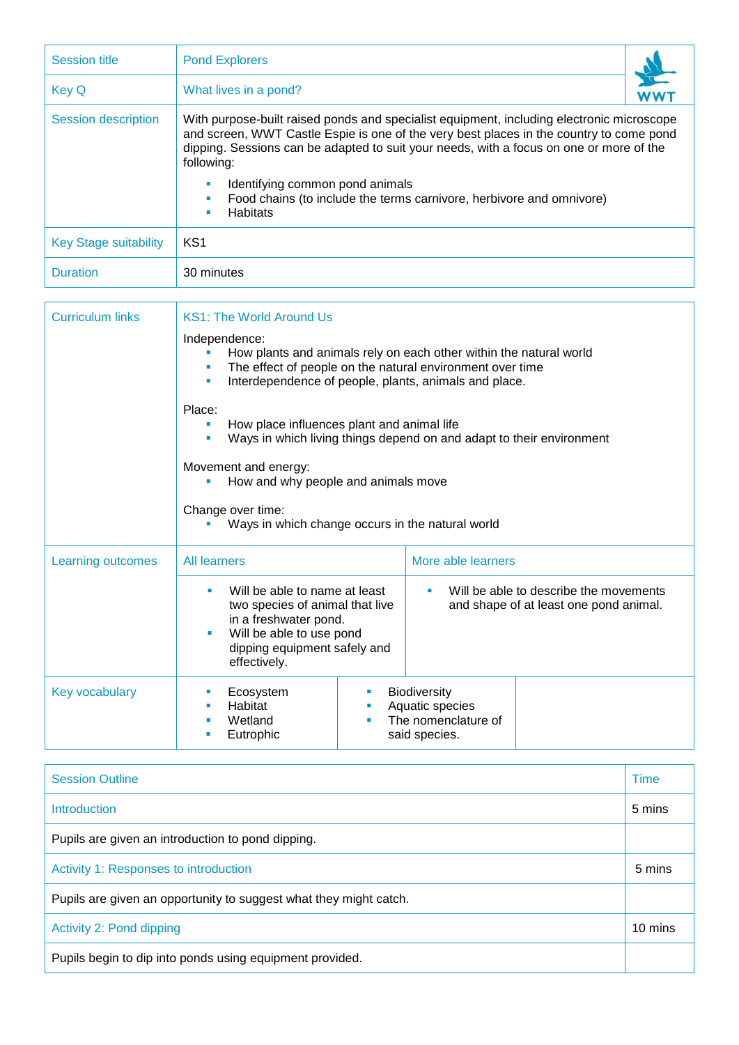| Session title | Pond Explorers |
|---|---|
| Key Q | What lives in a pond? |
| Session description | With purpose-built raised ponds and specialist equipment, including electronic microscope and screen, WWT Castle Espie is one of the very best places in the country to come pond dipping. Sessions can be adapted to suit your needs, with a focus on one or more of the following:<br>▪ Identifying common pond animals<br>▪ Food chains (to include the terms carnivore, herbivore and omnivore)<br>▪ Habitats |
| Key Stage suitability | KS1 |
| Duration | 30 minutes |

| Curriculum links | KS1: The World Around Us<br><br>Independence:<br>▪ How plants and animals rely on each other within the natural world<br>▪ The effect of people on the natural environment over time<br>▪ Interdependence of people, plants, animals and place.<br><br>Place:<br>▪ How place influences plant and animal life<br>▪ Ways in which living things depend on and adapt to their environment<br><br>Movement and energy:<br>▪ How and why people and animals move<br><br>Change over time:<br>▪ Ways in which change occurs in the natural world | |
|---|---|---|
| Learning outcomes | All learners | More able learners |
| | ▪ Will be able to name at least two species of animal that live in a freshwater pond.<br>▪ Will be able to use pond dipping equipment safely and effectively. | ▪ Will be able to describe the movements and shape of at least one pond animal. |
| Key vocabulary | ▪ Ecosystem<br>▪ Habitat<br>▪ Wetland<br>▪ Eutrophic | ▪ Biodiversity<br>▪ Aquatic species<br>▪ The nomenclature of said species. |

| Session Outline | Time |
|---|---|
| Introduction | 5 mins |
| Pupils are given an introduction to pond dipping. | |
| Activity 1: Responses to introduction | 5 mins |
| Pupils are given an opportunity to suggest what they might catch. | |
| Activity 2: Pond dipping | 10 mins |
| Pupils begin to dip into ponds using equipment provided. | |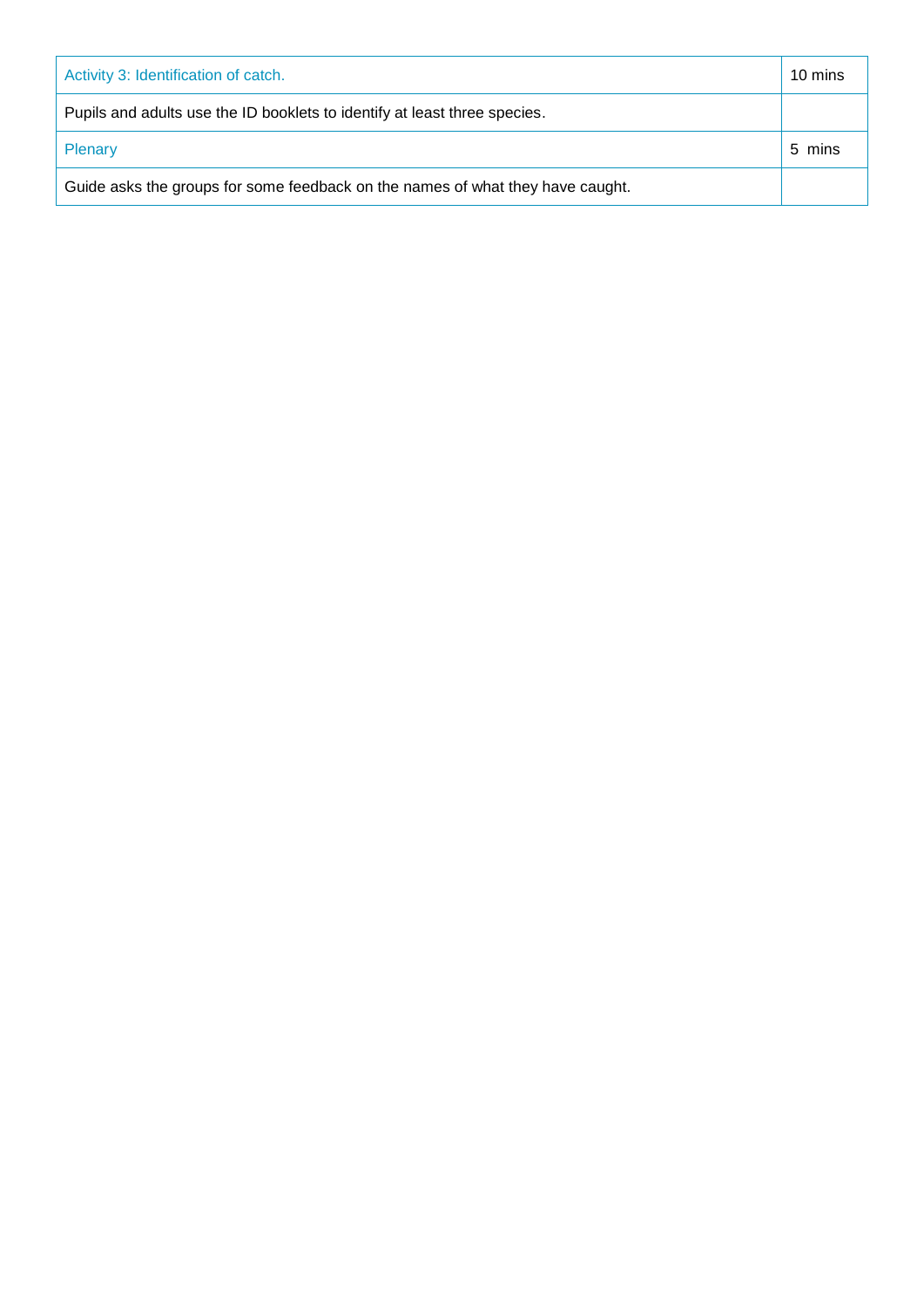| | |
|---|---|
| Activity 3: Identification of catch. | 10 mins |
| Pupils and adults use the ID booklets to identify at least three species. | |
| Plenary | 5 mins |
| Guide asks the groups for some feedback on the names of what they have caught. | |